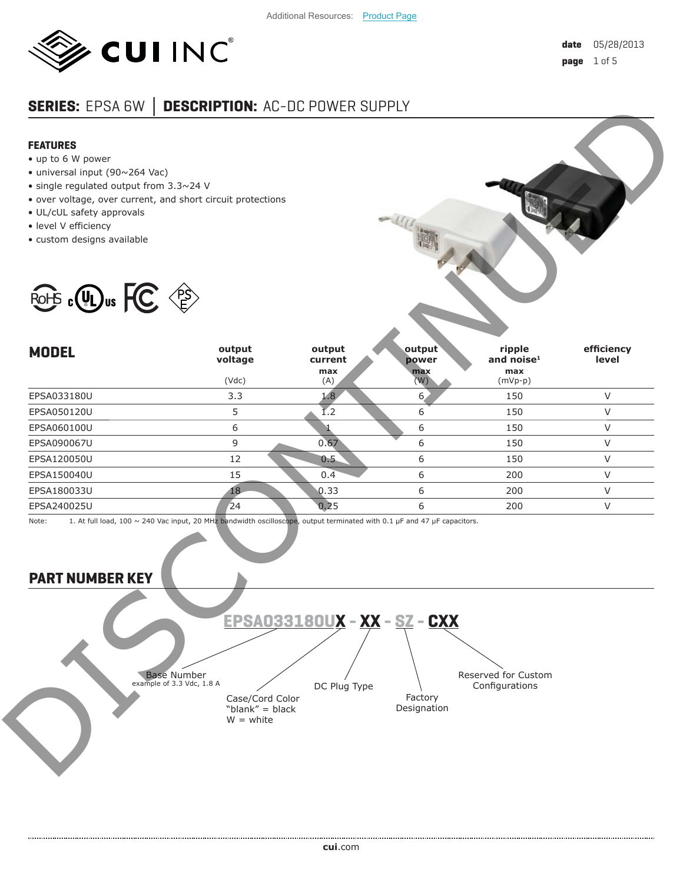Additional Resources: Product Page

date 05/28/2013

# SERIES: EPSA 6W | DESCRIPTION: AC-DC POWER SUPPLY

## FEATURES

- up to 6 W power
- universal input (90~264 Vac)
- single regulated output from 3.3~24 V
- over voltage, over current, and short circuit protections
- UL/cUL safety approvals
- level V efficiency
- custom designs available

DISCONTINUED

| MODEL | output voltage (Vdc) | output current max (A) | output power max (W) | ripple and noise[1] max (mVp-p) | efficiency level |
|---|---|---|---|---|---|
| EPSA033180U | 3.3 | 1.8 | 6 | 150 | V |
| EPSA050120U | 5 | 1.2 | 6 | 150 | V |
| EPSA060100U | 6 | 1 | 6 | 150 | V |
| EPSA090067U | 9 | 0.67 | 6 | 150 | V |
| EPSA120050U | 12 | 0.5 | 6 | 150 | V |
| EPSA150040U | 15 | 0.4 | 6 | 200 | V |
| EPSA180033U | 18 | 0.33 | 6 | 200 | V |
| EPSA240025U | 24 | 0.25 | 6 | 200 | V |

Note: 1. At full load, 100 ~ 240 Vac input, 20 MHz bandwidth oscilloscope, output terminated with 0.1 μF and 47 μF capacitors.

## PART NUMBER KEY

EPSA033180UX - XX - SZ - CXX

- Base Number: example of 3.3 Vdc, 1.8 A
- Case/Cord Color: "blank" = black, W = white
- DC Plug Type
- Factory Designation
- Reserved for Custom Configurations

cui.com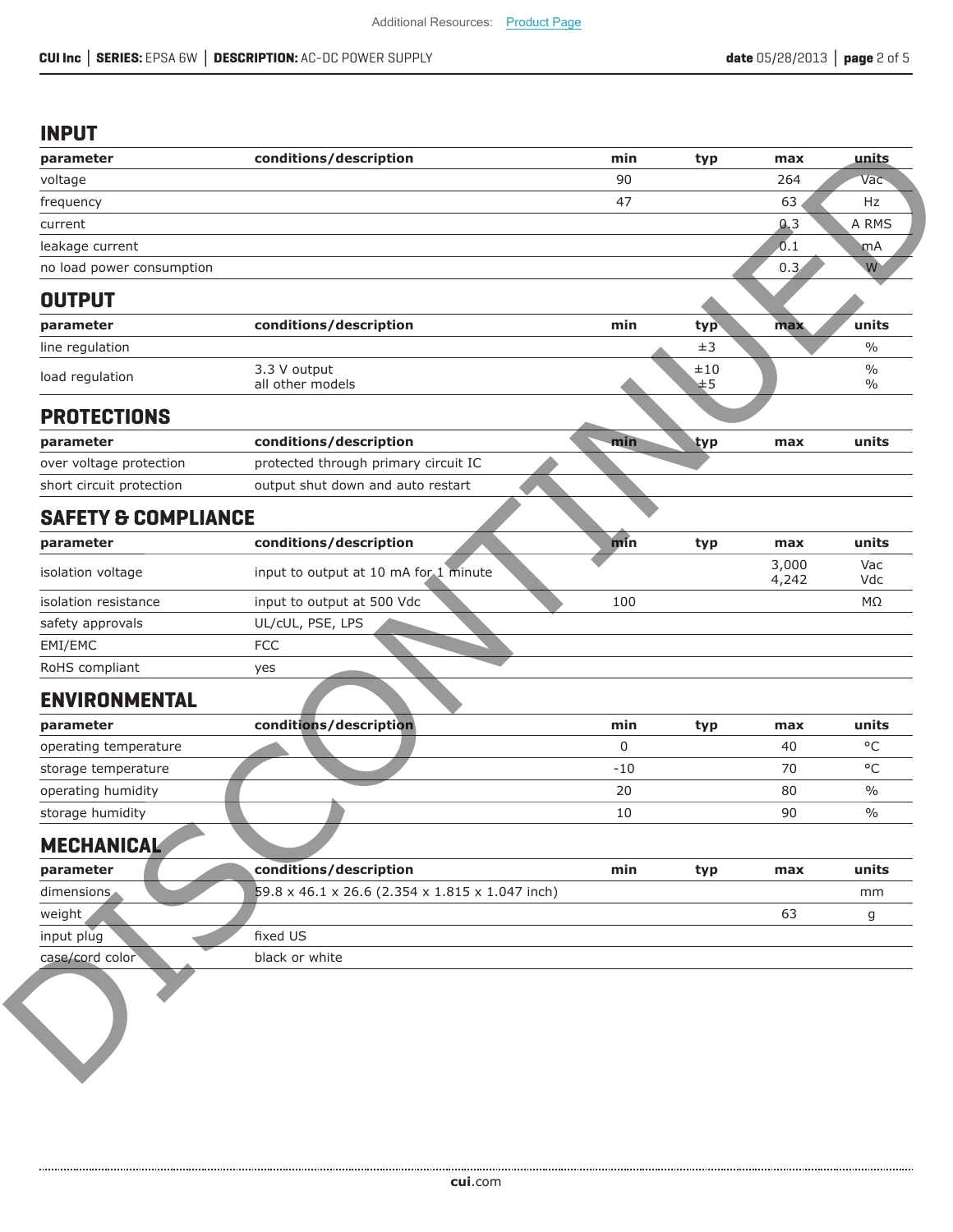## INPUT

| parameter | conditions/description | min | typ | max | units |
|---|---|---|---|---|---|
| voltage | | 90 | | 264 | Vac |
| frequency | | 47 | | 63 | Hz |
| current | | | | 0.3 | A RMS |
| leakage current | | | | 0.1 | mA |
| no load power consumption | | | | 0.3 | W |

## OUTPUT

| parameter | conditions/description | min | typ | max | units |
|---|---|---|---|---|---|
| line regulation | | | ±3 | | % |
| load regulation | 3.3 V output<br>all other models | | ±10<br>±5 | | %<br>% |

## PROTECTIONS

| parameter | conditions/description | min | typ | max | units |
|---|---|---|---|---|---|
| over voltage protection | protected through primary circuit IC | | | | |
| short circuit protection | output shut down and auto restart | | | | |

## SAFETY & COMPLIANCE

| parameter | conditions/description | min | typ | max | units |
|---|---|---|---|---|---|
| isolation voltage | input to output at 10 mA for 1 minute | | | 3,000<br>4,242 | Vac<br>Vdc |
| isolation resistance | input to output at 500 Vdc | 100 | | | MΩ |
| safety approvals | UL/cUL, PSE, LPS | | | | |
| EMI/EMC | FCC | | | | |
| RoHS compliant | yes | | | | |

## ENVIRONMENTAL

| parameter | conditions/description | min | typ | max | units |
|---|---|---|---|---|---|
| operating temperature | | 0 | | 40 | °C |
| storage temperature | | -10 | | 70 | °C |
| operating humidity | | 20 | | 80 | % |
| storage humidity | | 10 | | 90 | % |

## MECHANICAL

| parameter | conditions/description | min | typ | max | units |
|---|---|---|---|---|---|
| dimensions | 59.8 x 46.1 x 26.6 (2.354 x 1.815 x 1.047 inch) | | | | mm |
| weight | | | | 63 | g |
| input plug | fixed US | | | | |
| case/cord color | black or white | | | | |

DISCONTINUED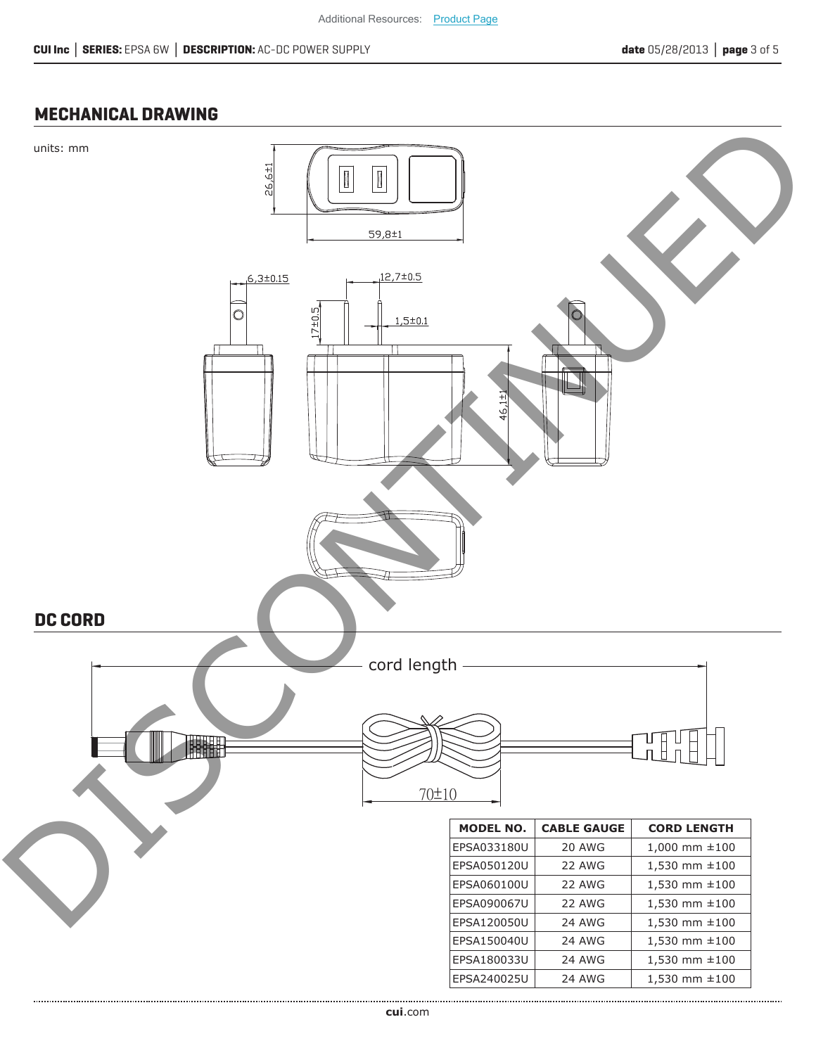Additional Resources: Product Page

## MECHANICAL DRAWING

units: mm

26,6±1

59,8±1

6,3±0.15

12,7±0.5

17±0.5

1,5±0.1

46,1±1

## DC CORD

cord length

70±10

| MODEL NO. | CABLE GAUGE | CORD LENGTH |
|---|---|---|
| EPSA033180U | 20 AWG | 1,000 mm ±100 |
| EPSA050120U | 22 AWG | 1,530 mm ±100 |
| EPSA060100U | 22 AWG | 1,530 mm ±100 |
| EPSA090067U | 22 AWG | 1,530 mm ±100 |
| EPSA120050U | 24 AWG | 1,530 mm ±100 |
| EPSA150040U | 24 AWG | 1,530 mm ±100 |
| EPSA180033U | 24 AWG | 1,530 mm ±100 |
| EPSA240025U | 24 AWG | 1,530 mm ±100 |

DISCONTINUED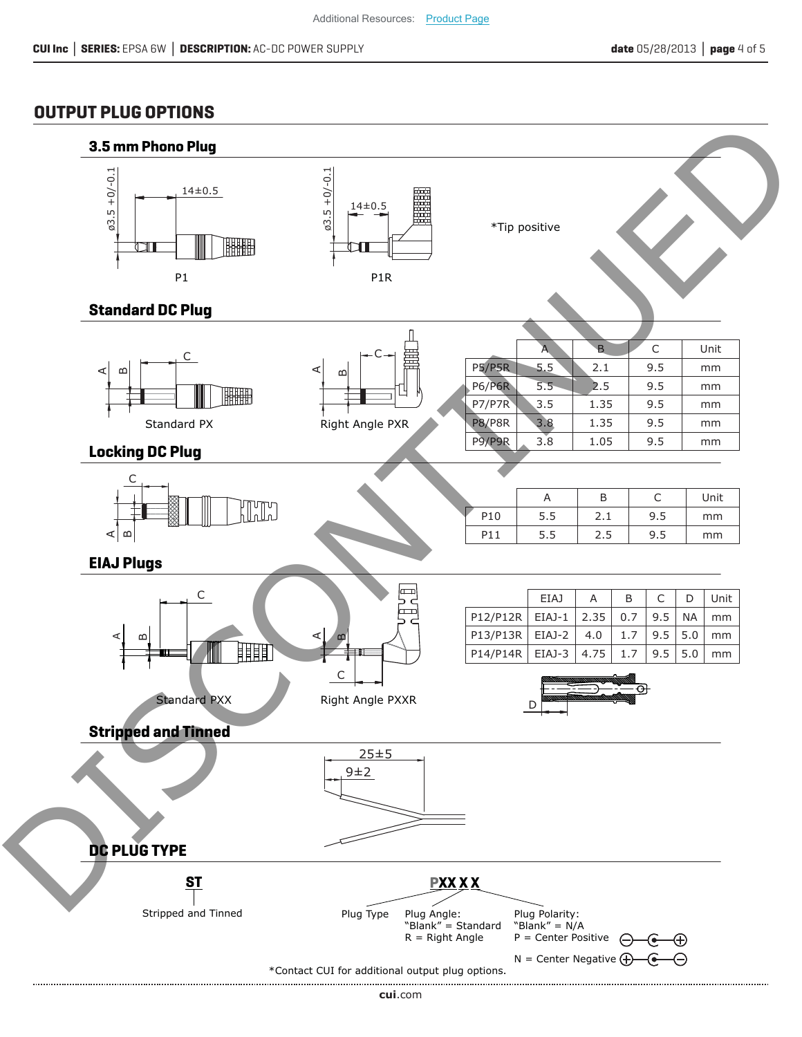Additional Resources: Product Page

## OUTPUT PLUG OPTIONS

### 3.5 mm Phono Plug

ø3.5 +0/-0.1 14±0.5

P1

ø3.5 +0/-0.1 14±0.5

P1R

*Tip positive

### Standard DC Plug

Standard PX

Right Angle PXR

| | A | B | C | Unit |
|---|---|---|---|---|
| P5/P5R | 5.5 | 2.1 | 9.5 | mm |
| P6/P6R | 5.5 | 2.5 | 9.5 | mm |
| P7/P7R | 3.5 | 1.35 | 9.5 | mm |
| P8/P8R | 3.8 | 1.35 | 9.5 | mm |
| P9/P9R | 3.8 | 1.05 | 9.5 | mm |

### Locking DC Plug

| | A | B | C | Unit |
|---|---|---|---|---|
| P10 | 5.5 | 2.1 | 9.5 | mm |
| P11 | 5.5 | 2.5 | 9.5 | mm |

### EIAJ Plugs

Standard PXX

Right Angle PXXR

| | EIAJ | A | B | C | D | Unit |
|---|---|---|---|---|---|---|
| P12/P12R | EIAJ-1 | 2.35 | 0.7 | 9.5 | NA | mm |
| P13/P13R | EIAJ-2 | 4.0 | 1.7 | 9.5 | 5.0 | mm |
| P14/P14R | EIAJ-3 | 4.75 | 1.7 | 9.5 | 5.0 | mm |

### Stripped and Tinned

25±5

9±2

### DC PLUG TYPE

**ST**

Stripped and Tinned

**PXX X X**

Plug Type

Plug Angle:
"Blank" = Standard
R = Right Angle

Plug Polarity:
"Blank" = N/A
P = Center Positive
N = Center Negative

*Contact CUI for additional output plug options.

DISCONTINUED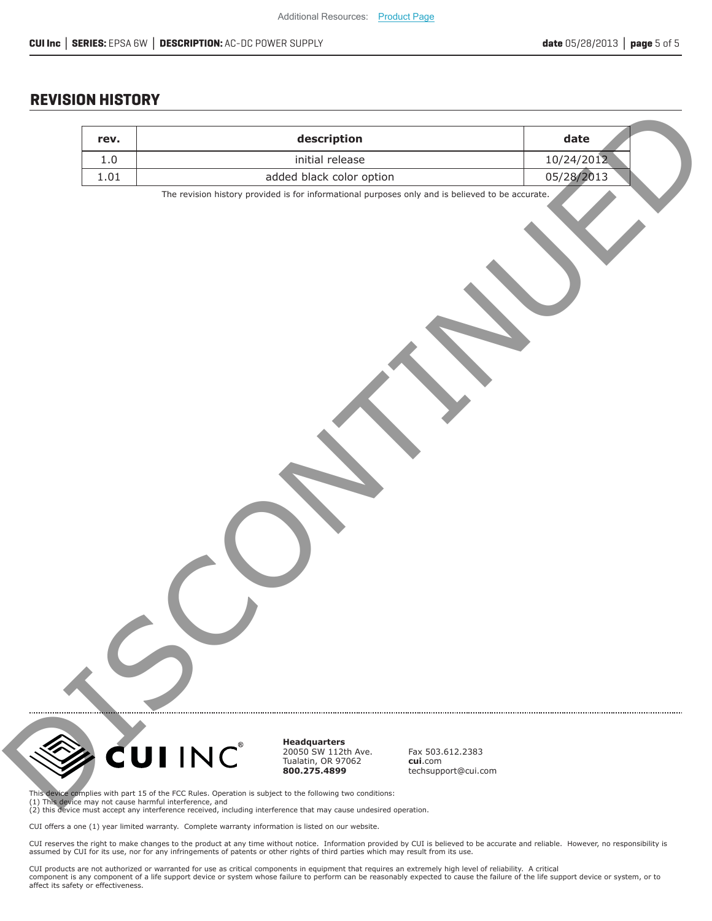## REVISION HISTORY

| rev. | description | date |
|---|---|---|
| 1.0 | initial release | 10/24/2012 |
| 1.01 | added black color option | 05/28/2013 |

The revision history provided is for informational purposes only and is believed to be accurate.

DISCONTINUED

CUI INC®

**Headquarters**
20050 SW 112th Ave.
Tualatin, OR 97062
**800.275.4899**

Fax 503.612.2383
**cui**.com
techsupport@cui.com

This device complies with part 15 of the FCC Rules. Operation is subject to the following two conditions:
(1) This device may not cause harmful interference, and
(2) this device must accept any interference received, including interference that may cause undesired operation.

CUI offers a one (1) year limited warranty. Complete warranty information is listed on our website.

CUI reserves the right to make changes to the product at any time without notice. Information provided by CUI is believed to be accurate and reliable. However, no responsibility is assumed by CUI for its use, nor for any infringements of patents or other rights of third parties which may result from its use.

CUI products are not authorized or warranted for use as critical components in equipment that requires an extremely high level of reliability. A critical component is any component of a life support device or system whose failure to perform can be reasonably expected to cause the failure of the life support device or system, or to affect its safety or effectiveness.